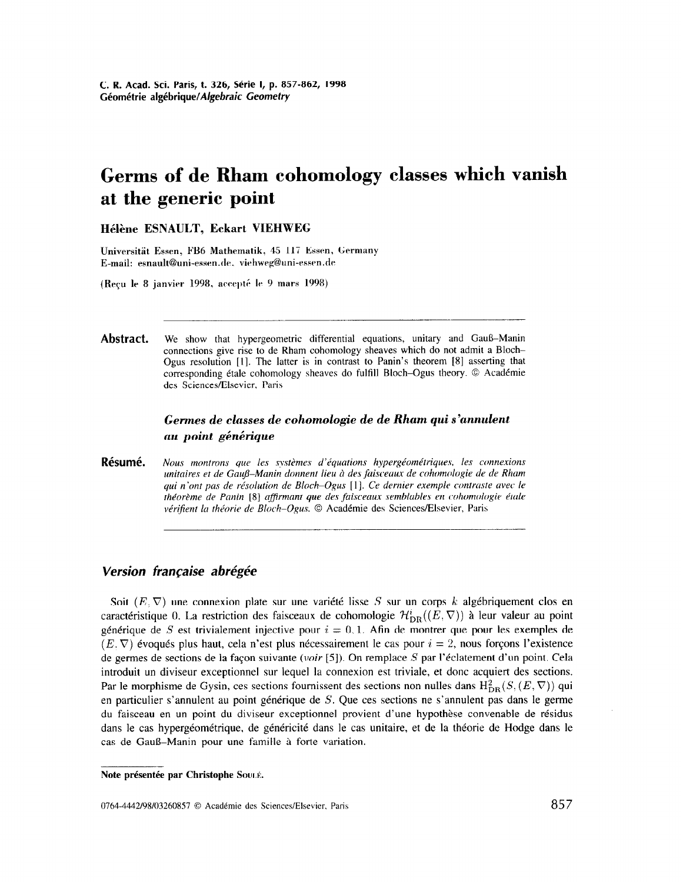# Germs of de Rham cohomology classes which vanish at the generic point

**Hélène ESNAULT, Eckart VIEHWEG**

Universität Essen, FB6 Mathematik, 45 117 Essen, Germany
E-mail: esnault@uni-essen.de, viehweg@uni-essen.de

(Reçu le 8 janvier 1998, accepté le 9 mars 1998)

**Abstract.** We show that hypergeometric differential equations, unitary and Gauß–Manin connections give rise to de Rham cohomology sheaves which do not admit a Bloch–Ogus resolution [1]. The latter is in contrast to Panin's theorem [8] asserting that corresponding étale cohomology sheaves do fulfill Bloch–Ogus theory. © Académie des Sciences/Elsevier, Paris

### *Germes de classes de cohomologie de de Rham qui s'annulent au point générique*

**Résumé.** *Nous montrons que les systèmes d'équations hypergéométriques, les connexions unitaires et de Gauß–Manin donnent lieu à des faisceaux de cohomologie de de Rham qui n'ont pas de résolution de Bloch–Ogus* [1]. *Ce dernier exemple contraste avec le théorème de Panin* [8] *affirmant que des faisceaux semblables en cohomologie étale vérifient la théorie de Bloch–Ogus.* © Académie des Sciences/Elsevier, Paris

## *Version française abrégée*

Soit $(E, \nabla)$ une connexion plate sur une variété lisse $S$ sur un corps $k$ algébriquement clos en caractéristique 0. La restriction des faisceaux de cohomologie $\mathcal{H}^i_{\rm DR}((E, \nabla))$ à leur valeur au point générique de $S$ est trivialement injective pour $i = 0, 1$. Afin de montrer que pour les exemples de $(E, \nabla)$ évoqués plus haut, cela n'est plus nécessairement le cas pour $i = 2$, nous forçons l'existence de germes de sections de la façon suivante (*voir* [5]). On remplace $S$ par l'éclatement d'un point. Cela introduit un diviseur exceptionnel sur lequel la connexion est triviale, et donc acquiert des sections. Par le morphisme de Gysin, ces sections fournissent des sections non nulles dans $\mathrm{H}^2_{\rm DR}(S, (E, \nabla))$ qui en particulier s'annulent au point générique de $S$. Que ces sections ne s'annulent pas dans le germe du faisceau en un point du diviseur exceptionnel provient d'une hypothèse convenable de résidus dans le cas hypergéométrique, de généricité dans le cas unitaire, et de la théorie de Hodge dans le cas de Gauß–Manin pour une famille à forte variation.

Note présentée par Christophe SOULÉ.

0764-4442/98/03260857 © Académie des Sciences/Elsevier, Paris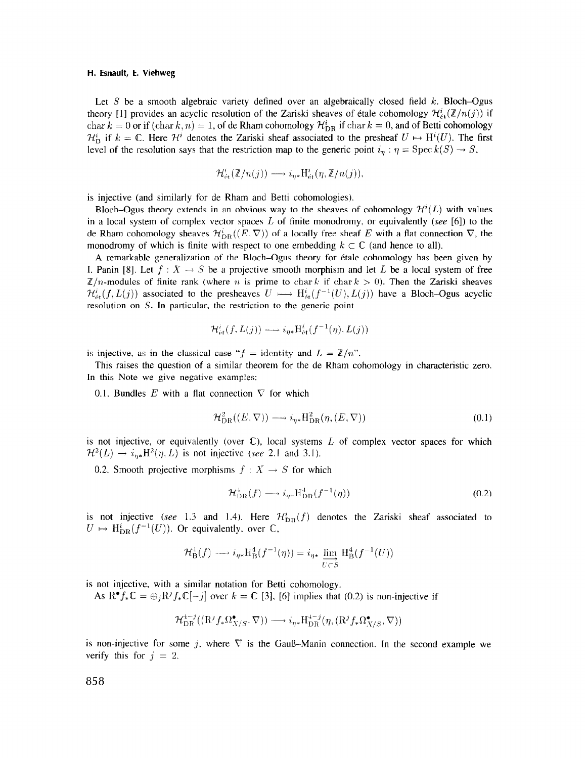Let $S$ be a smooth algebraic variety defined over an algebraically closed field $k$. Bloch–Ogus theory [1] provides an acyclic resolution of the Zariski sheaves of étale cohomology $\mathcal{H}^i_{\text{ét}}(\mathbb{Z}/n(j))$ if $\operatorname{char} k = 0$ or if $(\operatorname{char} k, n) = 1$, of de Rham cohomology $\mathcal{H}^i_{\text{DR}}$ if $\operatorname{char} k = 0$, and of Betti cohomology $\mathcal{H}^i_{\text{B}}$ if $k = \mathbb{C}$. Here $\mathcal{H}^i$ denotes the Zariski sheaf associated to the presheaf $U \mapsto \mathrm{H}^i(U)$. The first level of the resolution says that the restriction map to the generic point $i_\eta : \eta = \operatorname{Spec} k(S) \to S$,

$$\mathcal{H}^i_{\text{ét}}(\mathbb{Z}/n(j)) \longrightarrow i_{\eta *}\mathrm{H}^i_{\text{ét}}(\eta, \mathbb{Z}/n(j)),$$

is injective (and similarly for de Rham and Betti cohomologies).

Bloch–Ogus theory extends in an obvious way to the sheaves of cohomology $\mathcal{H}^i(L)$ with values in a local system of complex vector spaces $L$ of finite monodromy, or equivalently (*see* [6]) to the de Rham cohomology sheaves $\mathcal{H}^i_{\text{DR}}((E, \nabla))$ of a locally free sheaf $E$ with a flat connection $\nabla$, the monodromy of which is finite with respect to one embedding $k \subset \mathbb{C}$ (and hence to all).

A remarkable generalization of the Bloch–Ogus theory for étale cohomology has been given by I. Panin [8]. Let $f : X \to S$ be a projective smooth morphism and let $L$ be a local system of free $\mathbb{Z}/n$-modules of finite rank (where $n$ is prime to $\operatorname{char} k$ if $\operatorname{char} k > 0$). Then the Zariski sheaves $\mathcal{H}^i_{\text{ét}}(f, L(j))$ associated to the presheaves $U \longmapsto \mathrm{H}^i_{\text{ét}}(f^{-1}(U), L(j))$ have a Bloch–Ogus acyclic resolution on $S$. In particular, the restriction to the generic point

$$\mathcal{H}^i_{\text{ét}}(f, L(j)) \longrightarrow i_{\eta *}\mathrm{H}^i_{\text{ét}}(f^{-1}(\eta), L(j))$$

is injective, as in the classical case "$f$ = identity and $L = \mathbb{Z}/n$".

This raises the question of a similar theorem for the de Rham cohomology in characteristic zero. In this Note we give negative examples:

0.1. Bundles $E$ with a flat connection $\nabla$ for which

$$\mathcal{H}^2_{\text{DR}}((E, \nabla)) \longrightarrow i_{\eta *}\mathrm{H}^2_{\text{DR}}(\eta, (E, \nabla)) \tag{0.1}$$

is not injective, or equivalently (over $\mathbb{C}$), local systems $L$ of complex vector spaces for which $\mathcal{H}^2(L) \to i_{\eta *}\mathrm{H}^2(\eta, L)$ is not injective (*see* 2.1 and 3.1).

0.2. Smooth projective morphisms $f : X \to S$ for which

$$\mathcal{H}^4_{\text{DR}}(f) \longrightarrow i_{\eta *}\mathrm{H}^4_{\text{DR}}(f^{-1}(\eta)) \tag{0.2}$$

is not injective (*see* 1.3 and 1.4). Here $\mathcal{H}^i_{\text{DR}}(f)$ denotes the Zariski sheaf associated to $U \mapsto \mathrm{H}^i_{\text{DR}}(f^{-1}(U))$. Or equivalently, over $\mathbb{C}$,

$$\mathcal{H}^4_{\text{B}}(f) \longrightarrow i_{\eta *}\mathrm{H}^4_{\text{B}}(f^{-1}(\eta)) = i_{\eta *} \varinjlim_{U \subset S} \mathrm{H}^4_{\text{B}}(f^{-1}(U))$$

is not injective, with a similar notation for Betti cohomology.

As $\mathrm{R}^\bullet f_* \mathbb{C} = \oplus_j \mathrm{R}^j f_* \mathbb{C}[-j]$ over $k = \mathbb{C}$ [3], [6] implies that (0.2) is non-injective if

$$\mathcal{H}^{4-j}_{\text{DR}}((\mathrm{R}^j f_* \Omega^\bullet_{X/S}, \nabla)) \longrightarrow i_{\eta *}\mathrm{H}^{4-j}_{\text{DR}}(\eta, (\mathrm{R}^j f_* \Omega^\bullet_{X/S}, \nabla))$$

is non-injective for some $j$, where $\nabla$ is the Gauß–Manin connection. In the second example we verify this for $j = 2$.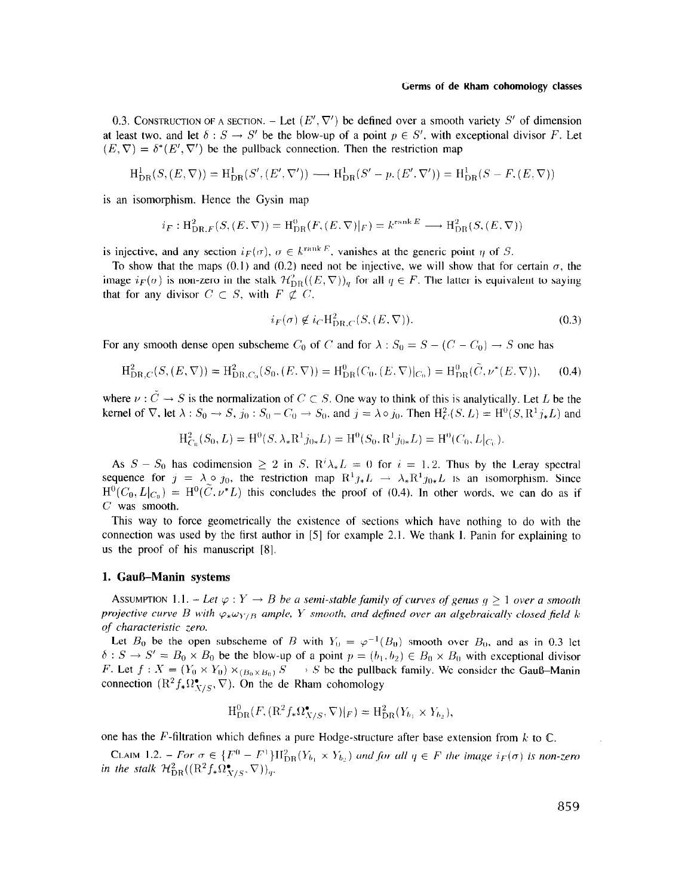0.3. Construction of a section. – Let $(E', \nabla')$ be defined over a smooth variety $S'$ of dimension at least two, and let $\delta : S \to S'$ be the blow-up of a point $p \in S'$, with exceptional divisor $F$. Let $(E, \nabla) = \delta^*(E', \nabla')$ be the pullback connection. Then the restriction map

$$\mathrm{H}^1_{\mathrm{DR}}(S, (E, \nabla)) = \mathrm{H}^1_{\mathrm{DR}}(S', (E', \nabla')) \longrightarrow \mathrm{H}^1_{\mathrm{DR}}(S' - p, (E', \nabla')) = \mathrm{H}^1_{\mathrm{DR}}(S - F, (E, \nabla))$$

is an isomorphism. Hence the Gysin map

$$i_F : \mathrm{H}^2_{\mathrm{DR},F}(S, (E, \nabla)) = \mathrm{H}^0_{\mathrm{DR}}(F, (E, \nabla)|_F) = k^{\mathrm{rank}\, E} \longrightarrow \mathrm{H}^2_{\mathrm{DR}}(S, (E, \nabla))$$

is injective, and any section $i_F(\sigma)$, $\sigma \in k^{\mathrm{rank}\, F}$, vanishes at the generic point $\eta$ of $S$.

To show that the maps (0.1) and (0.2) need not be injective, we will show that for certain $\sigma$, the image $i_F(\sigma)$ is non-zero in the stalk $\mathcal{H}^2_{\mathrm{DR}}((E, \nabla))_q$ for all $q \in F$. The latter is equivalent to saying that for any divisor $C \subset S$, with $F \not\subset C$,

$$i_F(\sigma) \notin i_C \mathrm{H}^2_{\mathrm{DR},C}(S, (E, \nabla)). \tag{0.3}$$

For any smooth dense open subscheme $C_0$ of $C$ and for $\lambda : S_0 = S - (C - C_0) \to S$ one has

$$\mathrm{H}^2_{\mathrm{DR},C}(S, (E, \nabla)) = \mathrm{H}^2_{\mathrm{DR},C_0}(S_0, (E, \nabla)) = \mathrm{H}^0_{\mathrm{DR}}(C_0, (E, \nabla)|_{C_0}) = \mathrm{H}^0_{\mathrm{DR}}(\tilde{C}, \nu^*(E, \nabla)), \tag{0.4}$$

where $\nu : \tilde{C} \to S$ is the normalization of $C \subset S$. One way to think of this is analytically. Let $L$ be the kernel of $\nabla$, let $\lambda : S_0 \to S$, $j_0 : S_0 - C_0 \to S_0$, and $j = \lambda \circ j_0$. Then $\mathrm{H}^2_C(S, L) = \mathrm{H}^0(S, \mathrm{R}^1 j_* L)$ and

$$\mathrm{H}^2_{C_0}(S_0, L) = \mathrm{H}^0(S, \lambda_* \mathrm{R}^1 j_{0*} L) = \mathrm{H}^0(S_0, \mathrm{R}^1 j_{0*} L) = \mathrm{H}^0(C_0, L|_{C_0}).$$

As $S - S_0$ has codimension $\geq 2$ in $S$, $\mathrm{R}^i \lambda_* L = 0$ for $i = 1, 2$. Thus by the Leray spectral sequence for $j = \lambda \circ j_0$, the restriction map $\mathrm{R}^1 j_* L \to \lambda_* \mathrm{R}^1 j_{0*} L$ is an isomorphism. Since $\mathrm{H}^0(C_0, L|_{C_0}) = \mathrm{H}^0(\tilde{C}, \nu^* L)$ this concludes the proof of (0.4). In other words, we can do as if $C$ was smooth.

This way to force geometrically the existence of sections which have nothing to do with the connection was used by the first author in [5] for example 2.1. We thank I. Panin for explaining to us the proof of his manuscript [8].

## 1. Gauß–Manin systems

Assumption 1.1. – *Let $\varphi : Y \to B$ be a semi-stable family of curves of genus $g \geq 1$ over a smooth projective curve $B$ with $\varphi_* \omega_{Y/B}$ ample, $Y$ smooth, and defined over an algebraically closed field $k$ of characteristic zero.*

Let $B_0$ be the open subscheme of $B$ with $Y_0 = \varphi^{-1}(B_0)$ smooth over $B_0$, and as in 0.3 let $\delta : S \to S' = B_0 \times B_0$ be the blow-up of a point $p = (b_1, b_2) \in B_0 \times B_0$ with exceptional divisor $F$. Let $f : X = (Y_0 \times Y_0) \times_{(B_0 \times B_0)} S \to S$ be the pullback family. We consider the Gauß–Manin connection $(\mathrm{R}^2 f_* \Omega^\bullet_{X/S}, \nabla)$. On the de Rham cohomology

$$\mathrm{H}^0_{\mathrm{DR}}(F, (\mathrm{R}^2 f_* \Omega^\bullet_{X/S}, \nabla)|_F) = \mathrm{H}^2_{\mathrm{DR}}(Y_{b_1} \times Y_{b_2}),$$

one has the $F$-filtration which defines a pure Hodge-structure after base extension from $k$ to $\mathbb{C}$.

Claim 1.2. – *For $\sigma \in \{F^0 - F^1\} \mathrm{H}^2_{\mathrm{DR}}(Y_{b_1} \times Y_{b_2})$ and for all $q \in F$ the image $i_F(\sigma)$ is non-zero in the stalk $\mathcal{H}^2_{\mathrm{DR}}((\mathrm{R}^2 f_* \Omega^\bullet_{X/S}, \nabla))_q$.*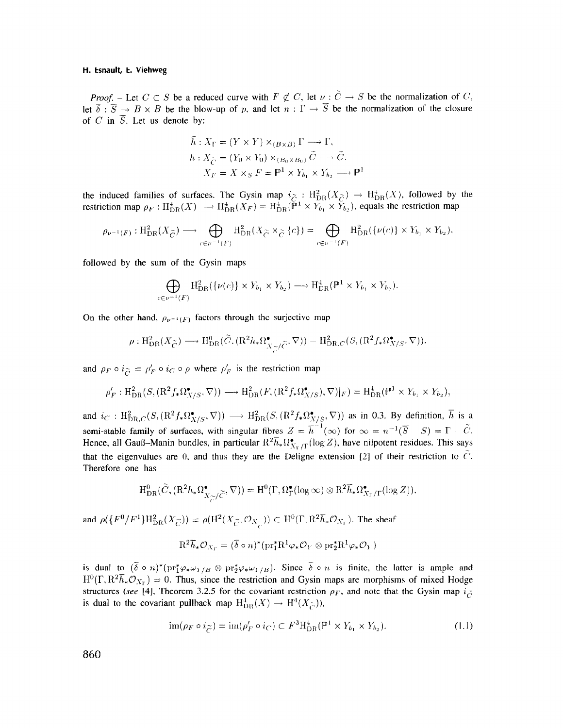*Proof.* – Let $C \subset S$ be a reduced curve with $F \not\subset C$, let $\nu : \tilde{C} \longrightarrow S$ be the normalization of $C$, let $\bar{\delta} : \bar{S} \longrightarrow B \times B$ be the blow-up of $p$, and let $n : \Gamma \longrightarrow \bar{S}$ be the normalization of the closure of $C$ in $\bar{S}$. Let us denote by:

$$\bar{h} : X_\Gamma = (Y \times Y) \times_{(B \times B)} \Gamma \longrightarrow \Gamma,$$
$$h : X_{\tilde{C}} = (Y_0 \times Y_0) \times_{(B_0 \times B_0)} \tilde{C} \longrightarrow \tilde{C},$$
$$X_F = X \times_S F = \mathbb{P}^1 \times Y_{b_1} \times Y_{b_2} \longrightarrow \mathbb{P}^1$$

the induced families of surfaces. The Gysin map $i_{\tilde{C}} : \mathrm{H}^2_{\mathrm{DR}}(X_{\tilde{C}}) \rightarrow \mathrm{H}^4_{\mathrm{DR}}(X)$, followed by the restriction map $\rho_F : \mathrm{H}^4_{\mathrm{DR}}(X) \longrightarrow \mathrm{H}^4_{\mathrm{DR}}(X_F) = \mathrm{H}^4_{\mathrm{DR}}(\mathbb{P}^1 \times Y_{b_1} \times Y_{b_2})$, equals the restriction map

$$\rho_{\nu^{-1}(F)} : \mathrm{H}^2_{\mathrm{DR}}(X_{\tilde{C}}) \longrightarrow \bigoplus_{c \in \nu^{-1}(F)} \mathrm{H}^2_{\mathrm{DR}}(X_{\tilde{C}} \times_{\tilde{C}} \{c\}) = \bigoplus_{c \in \nu^{-1}(F)} \mathrm{H}^2_{\mathrm{DR}}(\{\nu(c)\} \times Y_{b_1} \times Y_{b_2}),$$

followed by the sum of the Gysin maps

$$\bigoplus_{c \in \nu^{-1}(F)} \mathrm{H}^2_{\mathrm{DR}}(\{\nu(c)\} \times Y_{b_1} \times Y_{b_2}) \longrightarrow \mathrm{H}^4_{\mathrm{DR}}(\mathbb{P}^1 \times Y_{b_1} \times Y_{b_2}).$$

On the other hand, $\rho_{\nu^{-1}(F)}$ factors through the surjective map

$$\rho : \mathrm{H}^2_{\mathrm{DR}}(X_{\tilde{C}}) \longrightarrow \mathrm{H}^0_{\mathrm{DR}}(\tilde{C}, (\mathrm{R}^2 h_* \Omega^\bullet_{X_{\tilde{C}}/\tilde{C}}, \nabla)) = \mathrm{H}^2_{\mathrm{DR},C}(S, (\mathrm{R}^2 f_* \Omega^\bullet_{X/S}, \nabla)),$$

and $\rho_F \circ i_{\tilde{C}} = \rho'_F \circ i_C \circ \rho$ where $\rho'_F$ is the restriction map

$$\rho'_F : \mathrm{H}^2_{\mathrm{DR}}(S, (\mathrm{R}^2 f_* \Omega^\bullet_{X/S}, \nabla)) \longrightarrow \mathrm{H}^2_{\mathrm{DR}}(F, (\mathrm{R}^2 f_* \Omega^\bullet_{X/S}), \nabla)|_F) = \mathrm{H}^4_{\mathrm{DR}}(\mathbb{P}^1 \times Y_{b_1} \times Y_{b_2}),$$

and $i_C : \mathrm{H}^2_{\mathrm{DR},C}(S, (\mathrm{R}^2 f_* \Omega^\bullet_{X/S}, \nabla)) \longrightarrow \mathrm{H}^2_{\mathrm{DR}}(S, (\mathrm{R}^2 f_* \Omega^\bullet_{X/S}, \nabla))$ as in 0.3. By definition, $\bar{h}$ is a semi-stable family of surfaces, with singular fibres $Z = \bar{h}^{-1}(\infty)$ for $\infty = n^{-1}(\bar{S} - S) = \Gamma - \tilde{C}$. Hence, all Gauß–Manin bundles, in particular $\mathrm{R}^2 \bar{h}_* \Omega^\bullet_{X_\Gamma/\Gamma}(\log Z)$, have nilpotent residues. This says that the eigenvalues are 0, and thus they are the Deligne extension [2] of their restriction to $\tilde{C}$. Therefore one has

$$\mathrm{H}^0_{\mathrm{DR}}(\tilde{C}, (\mathrm{R}^2 h_* \Omega^\bullet_{X_{\tilde{C}}/\tilde{C}}, \nabla)) = \mathrm{H}^0(\Gamma, \Omega^\bullet_\Gamma(\log \infty) \otimes \mathrm{R}^2 \bar{h}_* \Omega^\bullet_{X_\Gamma/\Gamma}(\log Z)),$$

and $\rho(\{F^0/F^1\}\mathrm{H}^2_{\mathrm{DR}}(X_{\tilde{C}})) = \rho(\mathrm{H}^2(X_{\tilde{C}}, \mathcal{O}_{X_{\tilde{C}}})) \subset \mathrm{H}^0(\Gamma, \mathrm{R}^2 \bar{h}_* \mathcal{O}_{X_\Gamma})$. The sheaf

$$\mathrm{R}^2 \bar{h}_* \mathcal{O}_{X_\Gamma} = (\bar{\delta} \circ n)^* (\mathrm{pr}_1^* \mathrm{R}^1 \varphi_* \mathcal{O}_Y \otimes \mathrm{pr}_2^* \mathrm{R}^1 \varphi_* \mathcal{O}_Y)$$

is dual to $(\bar{\delta} \circ n)^* (\mathrm{pr}_1^* \varphi_* \omega_{Y/B} \otimes \mathrm{pr}_2^* \varphi_* \omega_{Y/B})$. Since $\bar{\delta} \circ n$ is finite, the latter is ample and $\mathrm{H}^0(\Gamma, \mathrm{R}^2 \bar{h}_* \mathcal{O}_{X_\Gamma}) = 0$. Thus, since the restriction and Gysin maps are morphisms of mixed Hodge structures (*see* [4], Theorem 3.2.5 for the covariant restriction $\rho_F$, and note that the Gysin map $i_{\tilde{C}}$ is dual to the covariant pullback map $\mathrm{H}^4_{\mathrm{DR}}(X) \rightarrow \mathrm{H}^4(X_{\tilde{C}})$),

$$\mathrm{im}(\rho_F \circ i_{\tilde{C}}) = \mathrm{im}(\rho'_F \circ i_C) \subset F^3 \mathrm{H}^4_{\mathrm{DR}}(\mathbb{P}^1 \times Y_{b_1} \times Y_{b_2}). \tag{1.1}$$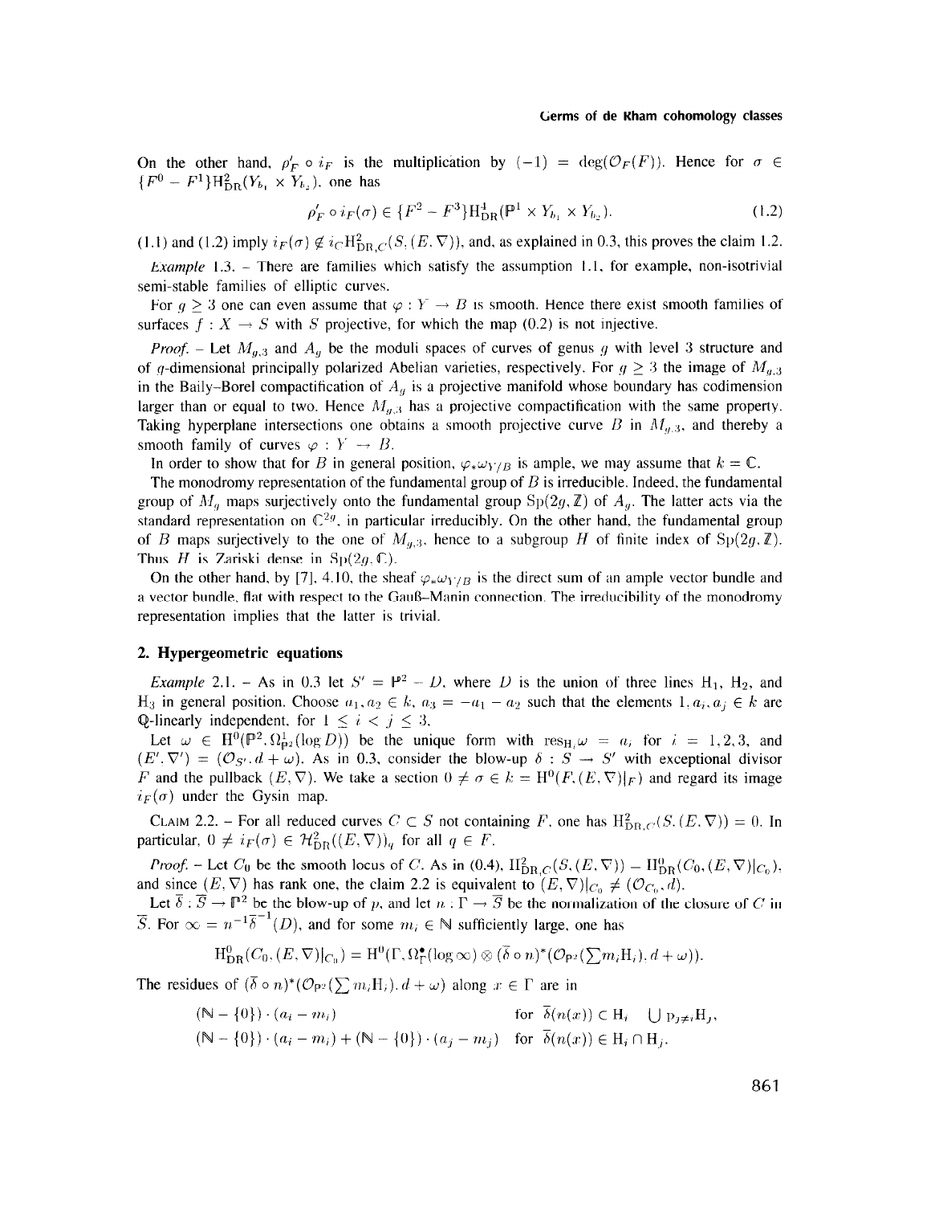On the other hand, $\rho'_F \circ i_F$ is the multiplication by $(-1) = \deg(\mathcal{O}_F(F))$. Hence for $\sigma \in \{F^0 - F^1\}\mathrm{H}^2_{\mathrm{DR}}(Y_{b_1} \times Y_{b_2})$, one has

$$\rho'_F \circ i_F(\sigma) \in \{F^2 - F^3\}\mathrm{H}^4_{\mathrm{DR}}(\mathbb{P}^1 \times Y_{b_1} \times Y_{b_2}). \tag{1.2}$$

(1.1) and (1.2) imply $i_F(\sigma) \notin i_C \mathrm{H}^2_{\mathrm{DR},C}(S,(E,\nabla))$, and, as explained in 0.3, this proves the claim 1.2.

*Example* 1.3. – There are families which satisfy the assumption 1.1, for example, non-isotrivial semi-stable families of elliptic curves.

For $g \geq 3$ one can even assume that $\varphi : Y \to B$ is smooth. Hence there exist smooth families of surfaces $f : X \to S$ with $S$ projective, for which the map (0.2) is not injective.

*Proof.* – Let $M_{g,3}$ and $A_g$ be the moduli spaces of curves of genus $g$ with level 3 structure and of $g$-dimensional principally polarized Abelian varieties, respectively. For $g \geq 3$ the image of $M_{g,3}$ in the Baily–Borel compactification of $A_g$ is a projective manifold whose boundary has codimension larger than or equal to two. Hence $M_{g,3}$ has a projective compactification with the same property. Taking hyperplane intersections one obtains a smooth projective curve $B$ in $M_{g,3}$, and thereby a smooth family of curves $\varphi : Y \to B$.

In order to show that for $B$ in general position, $\varphi_*\omega_{Y/B}$ is ample, we may assume that $k = \mathbb{C}$.

The monodromy representation of the fundamental group of $B$ is irreducible. Indeed, the fundamental group of $M_g$ maps surjectively onto the fundamental group $\mathrm{Sp}(2g,\mathbb{Z})$ of $A_g$. The latter acts via the standard representation on $\mathbb{C}^{2g}$, in particular irreducibly. On the other hand, the fundamental group of $B$ maps surjectively to the one of $M_{g,3}$, hence to a subgroup $H$ of finite index of $\mathrm{Sp}(2g,\mathbb{Z})$. Thus $H$ is Zariski dense in $\mathrm{Sp}(2g,\mathbb{C})$.

On the other hand, by [7], 4.10, the sheaf $\varphi_*\omega_{Y/B}$ is the direct sum of an ample vector bundle and a vector bundle, flat with respect to the Gauß–Manin connection. The irreducibility of the monodromy representation implies that the latter is trivial.

## 2. Hypergeometric equations

*Example* 2.1. – As in 0.3 let $S' = \mathbb{P}^2 - D$, where $D$ is the union of three lines $\mathrm{H}_1$, $\mathrm{H}_2$, and $\mathrm{H}_3$ in general position. Choose $a_1, a_2 \in k$, $a_3 = -a_1 - a_2$ such that the elements $1, a_i, a_j \in k$ are $\mathbb{Q}$-linearly independent, for $1 \leq i < j \leq 3$.

Let $\omega \in \mathrm{H}^0(\mathbb{P}^2, \Omega^1_{\mathbb{P}^2}(\log D))$ be the unique form with $\mathrm{res}_{\mathrm{H}_i}\omega = a_i$ for $i = 1,2,3$, and $(E',\nabla') = (\mathcal{O}_{S'}, d + \omega)$. As in 0.3, consider the blow-up $\delta : S \to S'$ with exceptional divisor $F$ and the pullback $(E,\nabla)$. We take a section $0 \neq \sigma \in k = \mathrm{H}^0(F,(E,\nabla)|_F)$ and regard its image $i_F(\sigma)$ under the Gysin map.

Claim 2.2. – *For all reduced curves $C \subset S$ not containing $F$, one has $\mathrm{H}^2_{\mathrm{DR},C}(S,(E,\nabla)) = 0$. In particular, $0 \neq i_F(\sigma) \in \mathcal{H}^2_{\mathrm{DR}}((E,\nabla))_q$ for all $q \in F$.*

*Proof.* – Let $C_0$ be the smooth locus of $C$. As in (0.4), $\mathrm{H}^2_{\mathrm{DR},C}(S,(E,\nabla)) = \mathrm{H}^0_{\mathrm{DR}}(C_0,(E,\nabla)|_{C_0})$, and since $(E,\nabla)$ has rank one, the claim 2.2 is equivalent to $(E,\nabla)|_{C_0} \neq (\mathcal{O}_{C_0}, d)$.

Let $\overline{\delta} : \overline{S} \to \mathbb{P}^2$ be the blow-up of $p$, and let $n : \Gamma \to \overline{S}$ be the normalization of the closure of $C$ in $\overline{S}$. For $\infty = n^{-1}\overline{\delta}^{-1}(D)$, and for some $m_i \in \mathbb{N}$ sufficiently large, one has

$$\mathrm{H}^0_{\mathrm{DR}}(C_0,(E,\nabla)|_{C_0}) = \mathrm{H}^0(\Gamma, \Omega^\bullet_\Gamma(\log\infty) \otimes (\overline{\delta}\circ n)^*(\mathcal{O}_{\mathbb{P}^2}(\textstyle\sum m_i \mathrm{H}_i), d + \omega)).$$

The residues of $(\overline{\delta}\circ n)^*(\mathcal{O}_{\mathbb{P}^2}(\sum m_i \mathrm{H}_i), d + \omega)$ along $x \in \Gamma$ are in

$$\begin{aligned}
&(\mathbb{N} - \{0\}) \cdot (a_i - m_i) && \text{for } \overline{\delta}(n(x)) \subset \mathrm{H}_i \textstyle\bigcup_{j\neq i} \mathrm{H}_j,\\
&(\mathbb{N} - \{0\}) \cdot (a_i - m_i) + (\mathbb{N} - \{0\}) \cdot (a_j - m_j) && \text{for } \overline{\delta}(n(x)) \in \mathrm{H}_i \cap \mathrm{H}_j.
\end{aligned}$$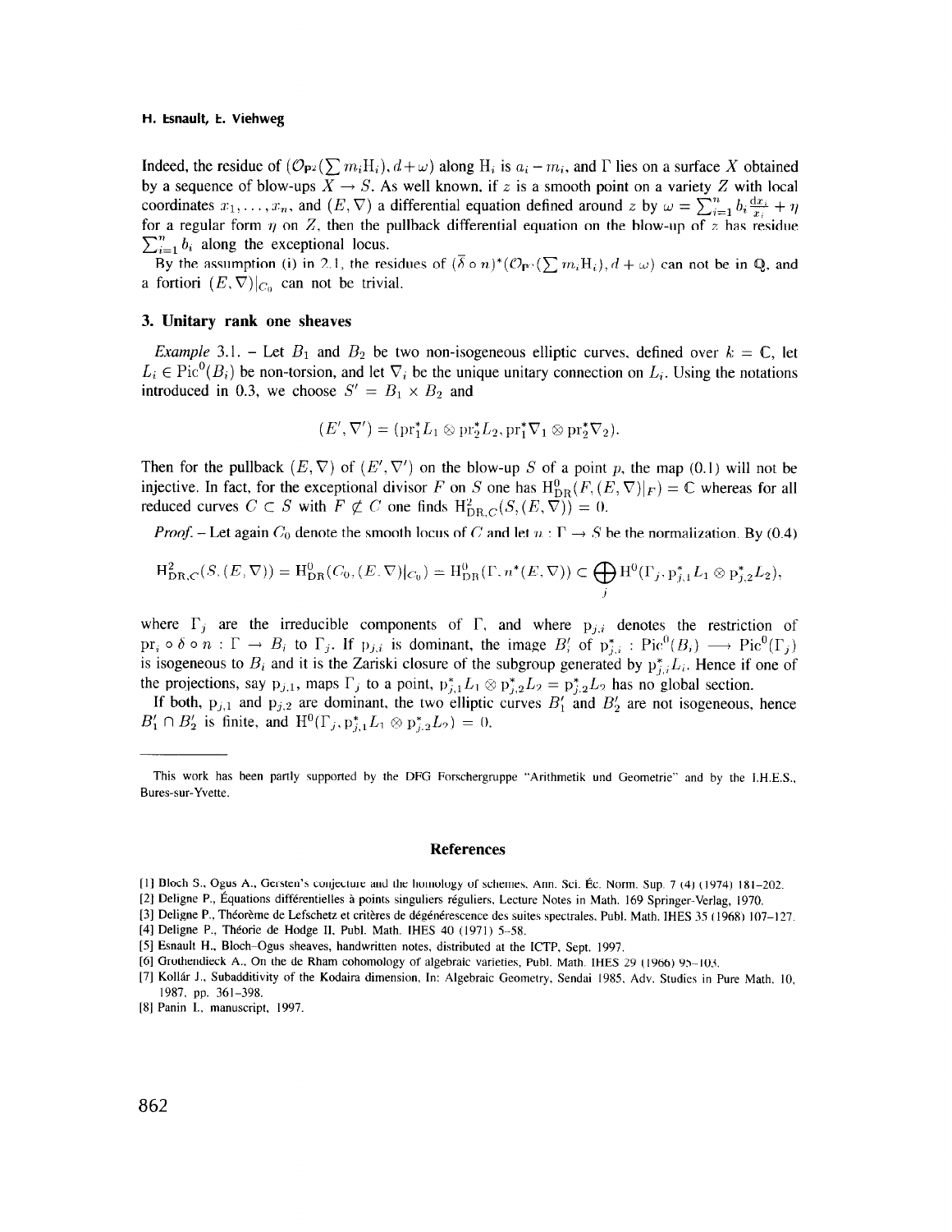Indeed, the residue of $(\mathcal{O}_{\mathbb{P}^2}(\sum m_i \mathrm{H}_i), d+\omega)$ along $\mathrm{H}_i$ is $a_i - m_i$, and $\Gamma$ lies on a surface $X$ obtained by a sequence of blow-ups $X \to S$. As well known, if $z$ is a smooth point on a variety $Z$ with local coordinates $x_1, \ldots, x_n$, and $(E, \nabla)$ a differential equation defined around $z$ by $\omega = \sum_{i=1}^n b_i \frac{\mathrm{d}x_i}{x_i} + \eta$ for a regular form $\eta$ on $Z$, then the pullback differential equation on the blow-up of $z$ has residue $\sum_{i=1}^n b_i$ along the exceptional locus.

By the assumption (i) in 2.1, the residues of $(\bar{\delta} \circ n)^*(\mathcal{O}_{\mathbb{P}^2}(\sum m_i \mathrm{H}_i), d+\omega)$ can not be in $\mathbb{Q}$, and a fortiori $(E, \nabla)|_{C_0}$ can not be trivial.

## 3. Unitary rank one sheaves

*Example* 3.1. – Let $B_1$ and $B_2$ be two non-isogeneous elliptic curves, defined over $k = \mathbb{C}$, let $L_i \in \mathrm{Pic}^0(B_i)$ be non-torsion, and let $\nabla_i$ be the unique unitary connection on $L_i$. Using the notations introduced in 0.3, we choose $S' = B_1 \times B_2$ and

$$(E', \nabla') = (\mathrm{pr}_1^* L_1 \otimes \mathrm{pr}_2^* L_2, \mathrm{pr}_1^* \nabla_1 \otimes \mathrm{pr}_2^* \nabla_2).$$

Then for the pullback $(E, \nabla)$ of $(E', \nabla')$ on the blow-up $S$ of a point $p$, the map (0.1) will not be injective. In fact, for the exceptional divisor $F$ on $S$ one has $\mathrm{H}^0_{\mathrm{DR}}(F, (E, \nabla)|_F) = \mathbb{C}$ whereas for all reduced curves $C \subset S$ with $F \not\subset C$ one finds $\mathrm{H}^2_{\mathrm{DR},C}(S, (E, \nabla)) = 0$.

*Proof.* – Let again $C_0$ denote the smooth locus of $C$ and let $n : \Gamma \to S$ be the normalization. By (0.4)

$$\mathrm{H}^2_{\mathrm{DR},C}(S, (E, \nabla)) = \mathrm{H}^0_{\mathrm{DR}}(C_0, (E, \nabla)|_{C_0}) = \mathrm{H}^0_{\mathrm{DR}}(\Gamma, n^*(E, \nabla)) \subset \bigoplus_j \mathrm{H}^0(\Gamma_j, \mathrm{p}_{j,1}^* L_1 \otimes \mathrm{p}_{j,2}^* L_2),$$

where $\Gamma_j$ are the irreducible components of $\Gamma$, and where $\mathrm{p}_{j,i}$ denotes the restriction of $\mathrm{pr}_i \circ \delta \circ n : \Gamma \to B_i$ to $\Gamma_j$. If $\mathrm{p}_{j,i}$ is dominant, the image $B_i'$ of $\mathrm{p}_{j,i}^* : \mathrm{Pic}^0(B_i) \longrightarrow \mathrm{Pic}^0(\Gamma_j)$ is isogeneous to $B_i$ and it is the Zariski closure of the subgroup generated by $\mathrm{p}_{j,i}^* L_i$. Hence if one of the projections, say $\mathrm{p}_{j,1}$, maps $\Gamma_j$ to a point, $\mathrm{p}_{j,1}^* L_1 \otimes \mathrm{p}_{j,2}^* L_2 = \mathrm{p}_{j,2}^* L_2$ has no global section.

If both, $\mathrm{p}_{j,1}$ and $\mathrm{p}_{j,2}$ are dominant, the two elliptic curves $B_1'$ and $B_2'$ are not isogeneous, hence $B_1' \cap B_2'$ is finite, and $\mathrm{H}^0(\Gamma_j, \mathrm{p}_{j,1}^* L_1 \otimes \mathrm{p}_{j,2}^* L_2) = 0$.

---

This work has been partly supported by the DFG Forschergruppe "Arithmetik und Geometrie" and by the I.H.E.S., Bures-sur-Yvette.

## References

[1] Bloch S., Ogus A., Gersten's conjecture and the homology of schemes, Ann. Sci. Éc. Norm. Sup. 7 (4) (1974) 181–202.

[2] Deligne P., Équations différentielles à points singuliers réguliers, Lecture Notes in Math. 169 Springer-Verlag, 1970.

[3] Deligne P., Théorème de Lefschetz et critères de dégénérescence des suites spectrales, Publ. Math. IHES 35 (1968) 107–127.

[4] Deligne P., Théorie de Hodge II, Publ. Math. IHES 40 (1971) 5–58.

[5] Esnault H., Bloch-Ogus sheaves, handwritten notes, distributed at the ICTP, Sept. 1997.

[6] Grothendieck A., On the de Rham cohomology of algebraic varieties, Publ. Math. IHES 29 (1966) 95–103.

[7] Kollár J., Subadditivity of the Kodaira dimension, In: Algebraic Geometry, Sendai 1985, Adv. Studies in Pure Math. 10, 1987, pp. 361–398.

[8] Panin I., manuscript, 1997.